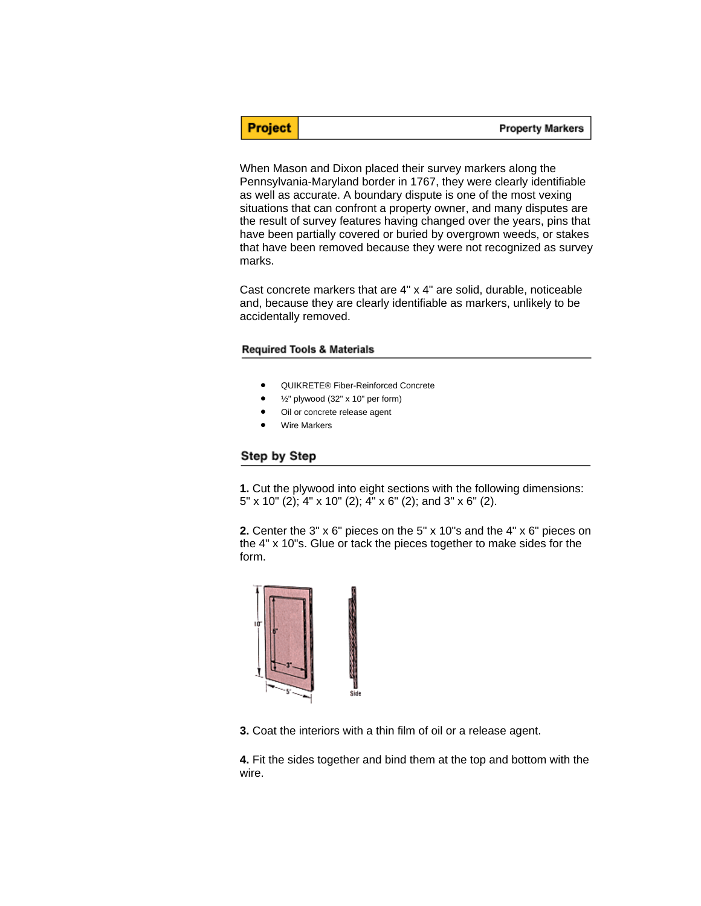**Project** Property Markers

When Mason and Dixon placed their survey markers along the Pennsylvania-Maryland border in 1767, they were clearly identifiable as well as accurate. A boundary dispute is one of the most vexing situations that can confront a property owner, and many disputes are the result of survey features having changed over the years, pins that have been partially covered or buried by overgrown weeds, or stakes that have been removed because they were not recognized as survey marks.

Cast concrete markers that are 4" x 4" are solid, durable, noticeable and, because they are clearly identifiable as markers, unlikely to be accidentally removed.

### Required Tools & Materials

- QUIKRETE® Fiber-Reinforced Concrete
- ½" plywood (32" x 10" per form)
- Oil or concrete release agent
- Wire Markers

## Step by Step

**1.** Cut the plywood into eight sections with the following dimensions: 5" x 10" (2); 4" x 10" (2); 4" x 6" (2); and 3" x 6" (2).

**2.** Center the 3" x 6" pieces on the 5" x 10"s and the 4" x 6" pieces on the 4" x 10"s. Glue or tack the pieces together to make sides for the form.

**3.** Coat the interiors with a thin film of oil or a release agent.

**4.** Fit the sides together and bind them at the top and bottom with the wire.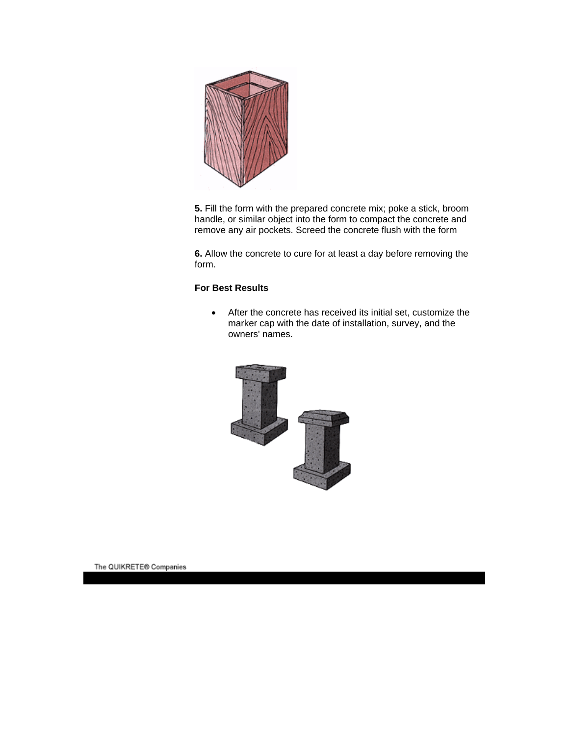**5.** Fill the form with the prepared concrete mix; poke a stick, broom handle, or similar object into the form to compact the concrete and remove any air pockets. Screed the concrete flush with the form

**6.** Allow the concrete to cure for at least a day before removing the form.

**For Best Results**

- After the concrete has received its initial set, customize the marker cap with the date of installation, survey, and the owners' names.